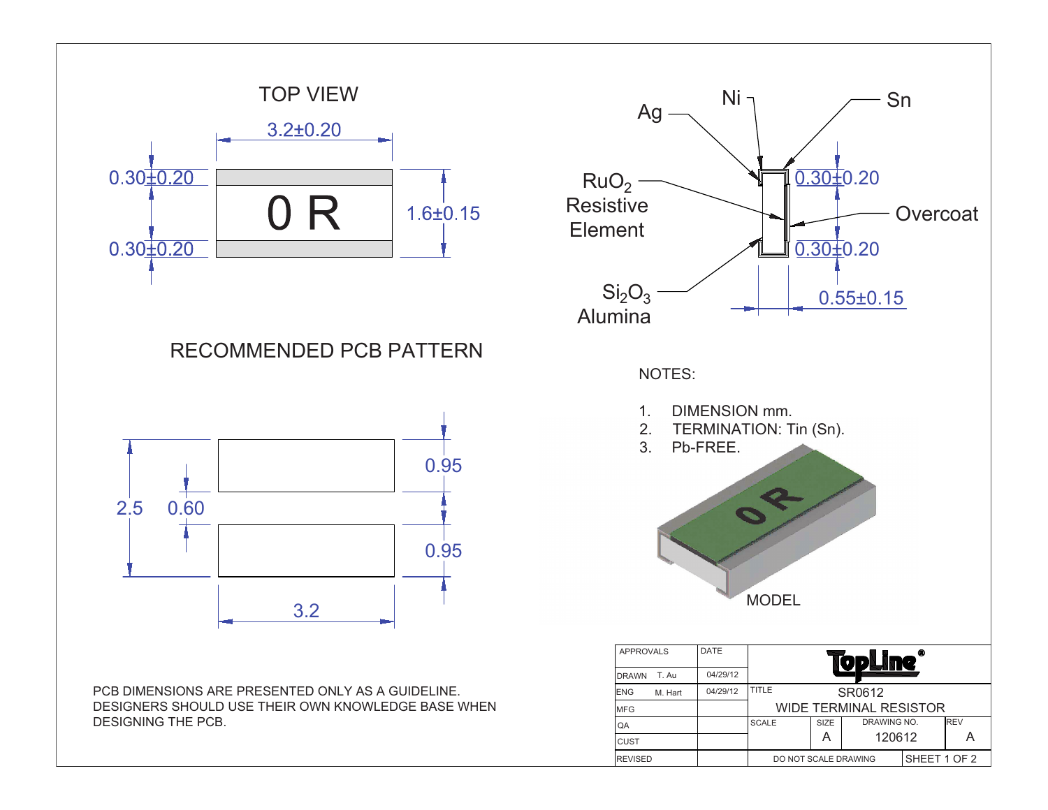## TOP VIEW

3.2±0.20

0.30±0.20

0 R

1.6±0.15

0.30±0.20

Ag

Ni

Sn

$RuO_2$ Resistive Element

0.30±0.20

Overcoat

0.30±0.20

$Si_2O_3$ Alumina

0.55±0.15

## RECOMMENDED PCB PATTERN

2.5

0.60

0.95

0.95

3.2

NOTES:

1. DIMENSION mm.
2. TERMINATION: Tin (Sn).
3. Pb-FREE.

MODEL

PCB DIMENSIONS ARE PRESENTED ONLY AS A GUIDELINE. DESIGNERS SHOULD USE THEIR OWN KNOWLEDGE BASE WHEN DESIGNING THE PCB.

| APPROVALS | DATE | TopLine® | | | |
|---|---|---|---|---|---|
| DRAWN T. Au | 04/29/12 | | | | |
| ENG M. Hart | 04/29/12 | TITLE SR0612 WIDE TERMINAL RESISTOR | | | |
| MFG | | | | | |
| QA | | SCALE | SIZE A | DRAWING NO. 120612 | REV A |
| CUST | | | | | |
| REVISED | | DO NOT SCALE DRAWING | | SHEET 1 OF 2 | |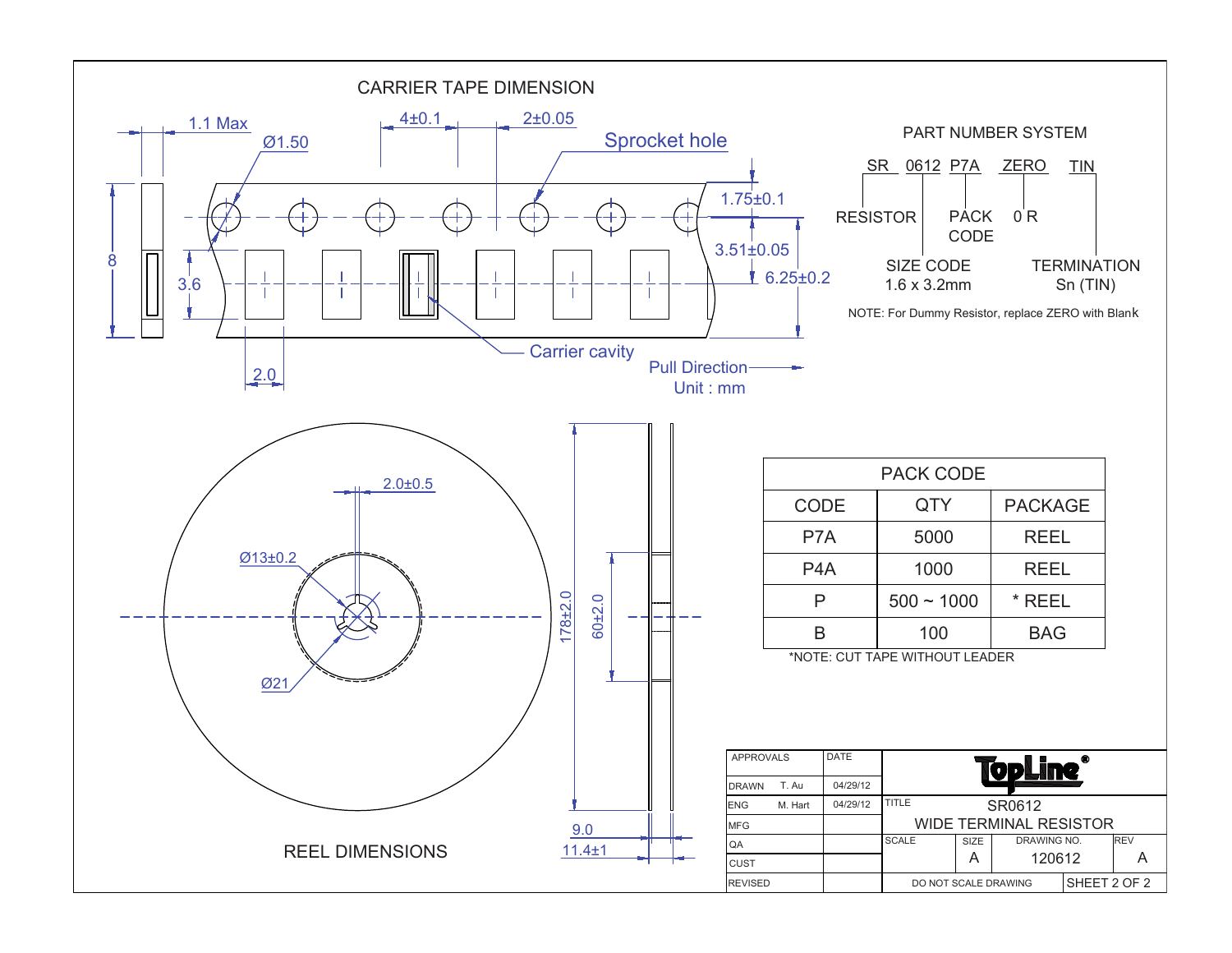## CARRIER TAPE DIMENSION

1.1 Max
Ø1.50
4±0.1
2±0.05
Sprocket hole
1.75±0.1
3.51±0.05
6.25±0.2
8
3.6
2.0
Carrier cavity
Pull Direction
Unit : mm

## PART NUMBER SYSTEM

SR 0612 P7A ZERO TIN

- SR — RESISTOR
- 0612 — SIZE CODE 1.6 x 3.2mm
- P7A — PACK CODE
- ZERO — 0 R
- TIN — TERMINATION Sn (TIN)

NOTE: For Dummy Resistor, replace ZERO with Blank

## REEL DIMENSIONS

2.0±0.5
Ø13±0.2
Ø21
178±2.0
60±2.0
9.0
11.4±1

## PACK CODE

| CODE | QTY | PACKAGE |
| --- | --- | --- |
| P7A | 5000 | REEL |
| P4A | 1000 | REEL |
| P | 500 ~ 1000 | * REEL |
| B | 100 | BAG |

*NOTE: CUT TAPE WITHOUT LEADER

| APPROVALS | | DATE |
| --- | --- | --- |
| DRAWN | T. Au | 04/29/12 |
| ENG | M. Hart | 04/29/12 |
| MFG | | |
| QA | | |
| CUST | | |
| REVISED | | |

TopLine®

TITLE: SR0612 WIDE TERMINAL RESISTOR

| SCALE | SIZE | DRAWING NO. | REV |
| --- | --- | --- | --- |
| | A | 120612 | A |

DO NOT SCALE DRAWING